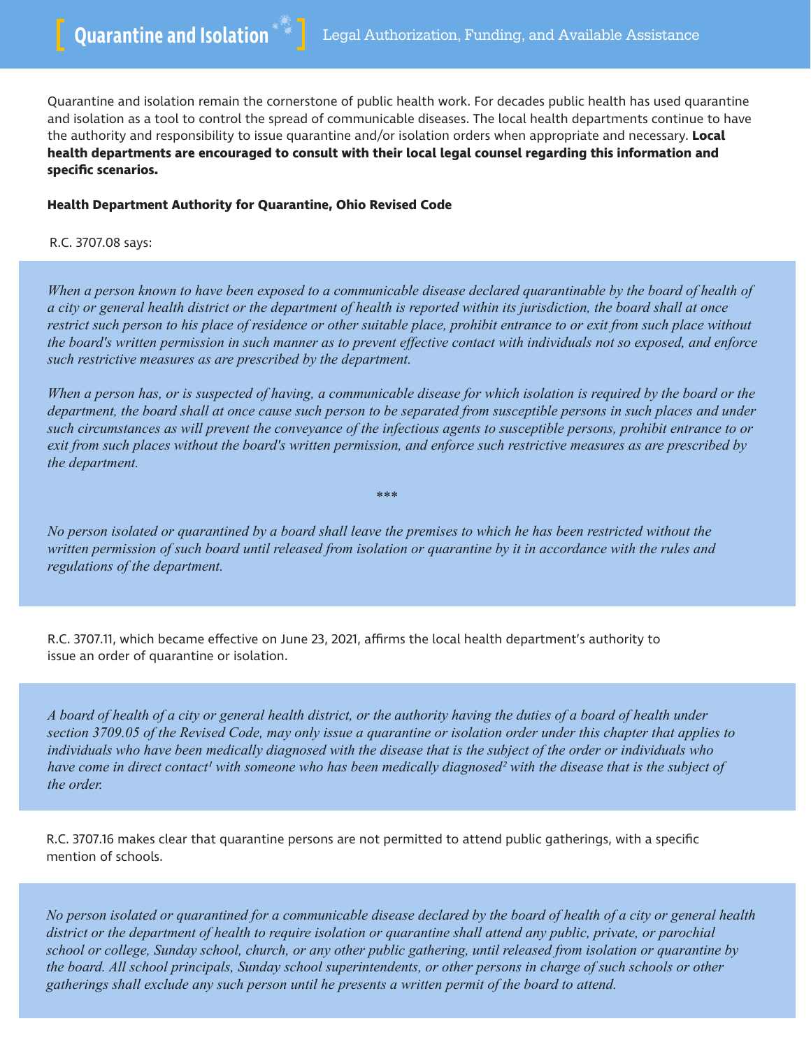# Quarantine and Isolation

Legal Authorization, Funding, and Available Assistance

Quarantine and isolation remain the cornerstone of public health work. For decades public health has used quarantine and isolation as a tool to control the spread of communicable diseases. The local health departments continue to have the authority and responsibility to issue quarantine and/or isolation orders when appropriate and necessary. **Local health departments are encouraged to consult with their local legal counsel regarding this information and specific scenarios.**

### Health Department Authority for Quarantine, Ohio Revised Code

R.C. 3707.08 says:

> *When a person known to have been exposed to a communicable disease declared quarantinable by the board of health of a city or general health district or the department of health is reported within its jurisdiction, the board shall at once restrict such person to his place of residence or other suitable place, prohibit entrance to or exit from such place without the board's written permission in such manner as to prevent effective contact with individuals not so exposed, and enforce such restrictive measures as are prescribed by the department.*
>
> *When a person has, or is suspected of having, a communicable disease for which isolation is required by the board or the department, the board shall at once cause such person to be separated from susceptible persons in such places and under such circumstances as will prevent the conveyance of the infectious agents to susceptible persons, prohibit entrance to or exit from such places without the board's written permission, and enforce such restrictive measures as are prescribed by the department.*
>
> \*\*\*
>
> *No person isolated or quarantined by a board shall leave the premises to which he has been restricted without the written permission of such board until released from isolation or quarantine by it in accordance with the rules and regulations of the department.*

R.C. 3707.11, which became effective on June 23, 2021, affirms the local health department's authority to issue an order of quarantine or isolation.

> *A board of health of a city or general health district, or the authority having the duties of a board of health under section 3709.05 of the Revised Code, may only issue a quarantine or isolation order under this chapter that applies to individuals who have been medically diagnosed with the disease that is the subject of the order or individuals who have come in direct contact[1] with someone who has been medically diagnosed[2] with the disease that is the subject of the order.*

R.C. 3707.16 makes clear that quarantine persons are not permitted to attend public gatherings, with a specific mention of schools.

> *No person isolated or quarantined for a communicable disease declared by the board of health of a city or general health district or the department of health to require isolation or quarantine shall attend any public, private, or parochial school or college, Sunday school, church, or any other public gathering, until released from isolation or quarantine by the board. All school principals, Sunday school superintendents, or other persons in charge of such schools or other gatherings shall exclude any such person until he presents a written permit of the board to attend.*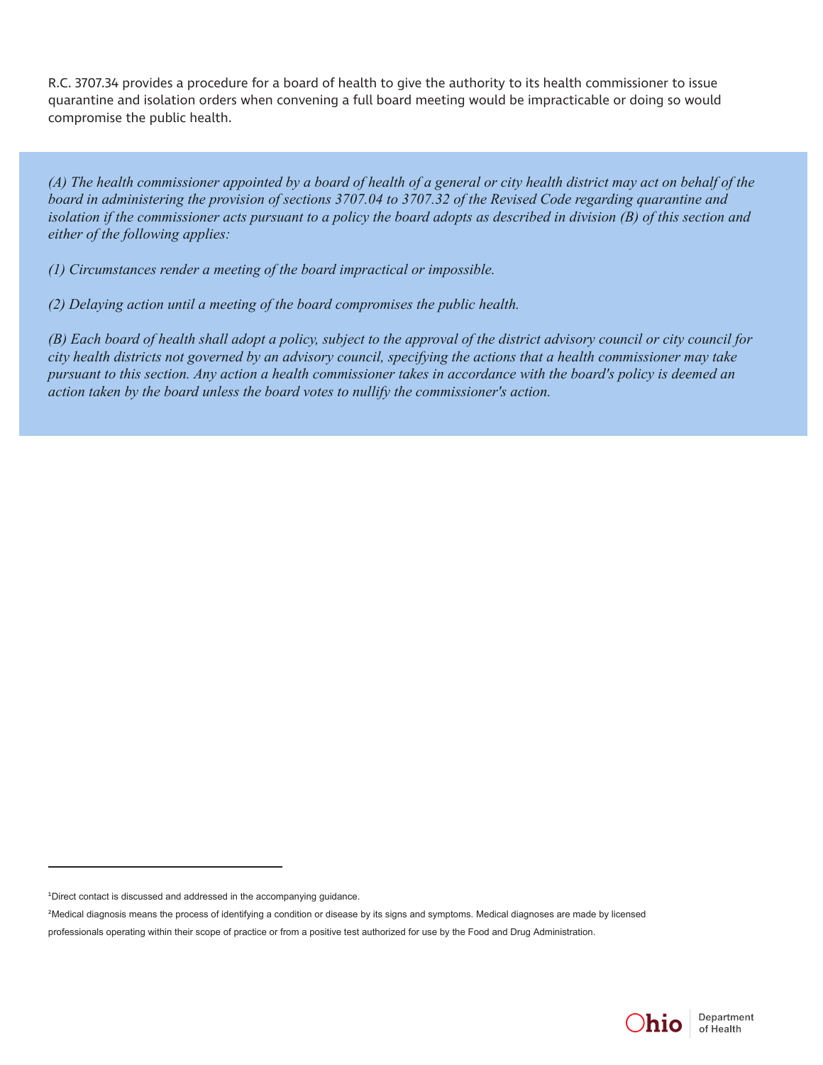R.C. 3707.34 provides a procedure for a board of health to give the authority to its health commissioner to issue quarantine and isolation orders when convening a full board meeting would be impracticable or doing so would compromise the public health.

*(A) The health commissioner appointed by a board of health of a general or city health district may act on behalf of the board in administering the provision of sections 3707.04 to 3707.32 of the Revised Code regarding quarantine and isolation if the commissioner acts pursuant to a policy the board adopts as described in division (B) of this section and either of the following applies:*

*(1) Circumstances render a meeting of the board impractical or impossible.*

*(2) Delaying action until a meeting of the board compromises the public health.*

*(B) Each board of health shall adopt a policy, subject to the approval of the district advisory council or city council for city health districts not governed by an advisory council, specifying the actions that a health commissioner may take pursuant to this section. Any action a health commissioner takes in accordance with the board's policy is deemed an action taken by the board unless the board votes to nullify the commissioner's action.*

---

[1] Direct contact is discussed and addressed in the accompanying guidance.

[2] Medical diagnosis means the process of identifying a condition or disease by its signs and symptoms. Medical diagnoses are made by licensed professionals operating within their scope of practice or from a positive test authorized for use by the Food and Drug Administration.